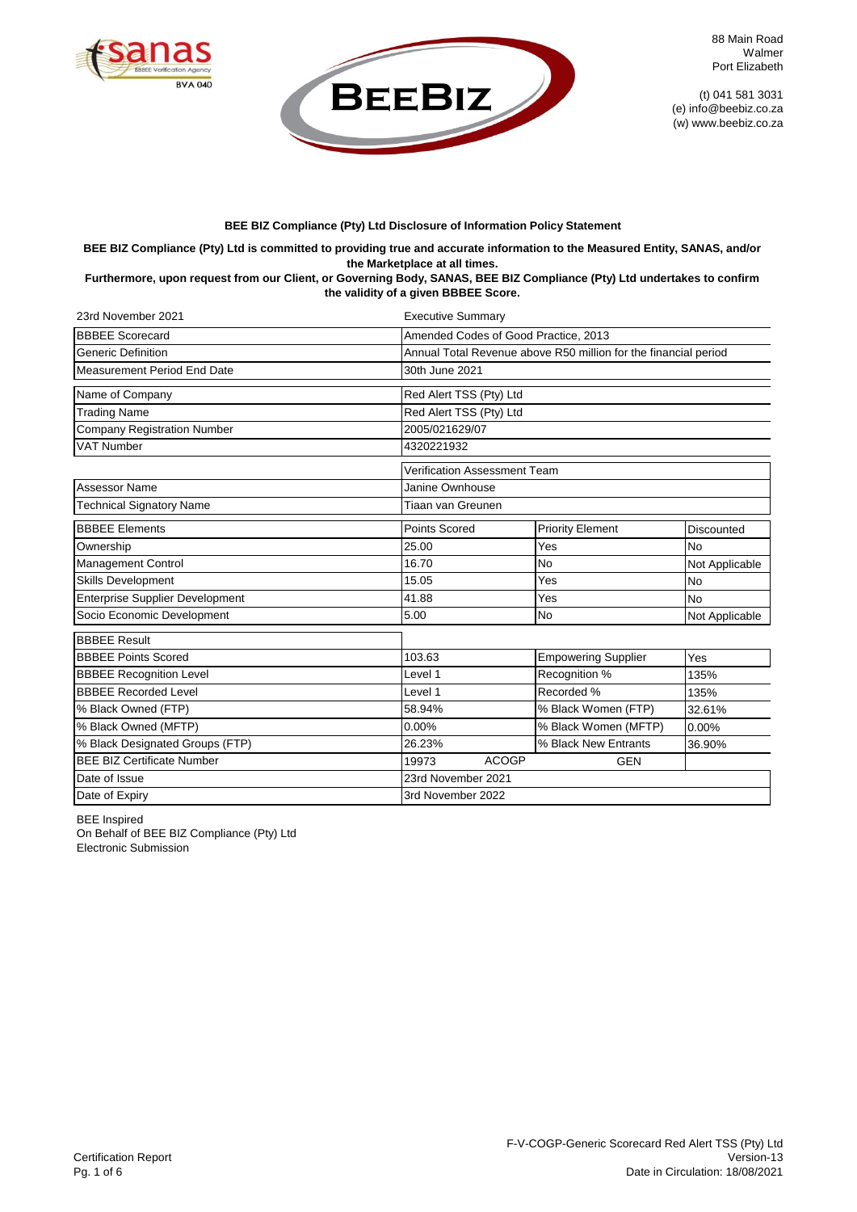88 Main Road
Walmer
Port Elizabeth

(t) 041 581 3031
(e) info@beebiz.co.za
(w) www.beebiz.co.za

**BEE BIZ Compliance (Pty) Ltd Disclosure of Information Policy Statement**

**BEE BIZ Compliance (Pty) Ltd is committed to providing true and accurate information to the Measured Entity, SANAS, and/or the Marketplace at all times.**
**Furthermore, upon request from our Client, or Governing Body, SANAS, BEE BIZ Compliance (Pty) Ltd undertakes to confirm the validity of a given BBBEE Score.**

| 23rd November 2021 | Executive Summary | | |
|---|---|---|---|
| BBBEE Scorecard | Amended Codes of Good Practice, 2013 | | |
| Generic Definition | Annual Total Revenue above R50 million for the financial period | | |
| Measurement Period End Date | 30th June 2021 | | |
| Name of Company | Red Alert TSS (Pty) Ltd | | |
| Trading Name | Red Alert TSS (Pty) Ltd | | |
| Company Registration Number | 2005/021629/07 | | |
| VAT Number | 4320221932 | | |
| | Verification Assessment Team | | |
| Assessor Name | Janine Ownhouse | | |
| Technical Signatory Name | Tiaan van Greunen | | |
| BBBEE Elements | Points Scored | Priority Element | Discounted |
| Ownership | 25.00 | Yes | No |
| Management Control | 16.70 | No | Not Applicable |
| Skills Development | 15.05 | Yes | No |
| Enterprise Supplier Development | 41.88 | Yes | No |
| Socio Economic Development | 5.00 | No | Not Applicable |
| BBBEE Result | | | |
| BBBEE Points Scored | 103.63 | Empowering Supplier | Yes |
| BBBEE Recognition Level | Level 1 | Recognition % | 135% |
| BBBEE Recorded Level | Level 1 | Recorded % | 135% |
| % Black Owned (FTP) | 58.94% | % Black Women (FTP) | 32.61% |
| % Black Owned (MFTP) | 0.00% | % Black Women (MFTP) | 0.00% |
| % Black Designated Groups (FTP) | 26.23% | % Black New Entrants | 36.90% |
| BEE BIZ Certificate Number | 19973 ACOGP | GEN | |
| Date of Issue | 23rd November 2021 | | |
| Date of Expiry | 3rd November 2022 | | |

BEE Inspired
On Behalf of BEE BIZ Compliance (Pty) Ltd
Electronic Submission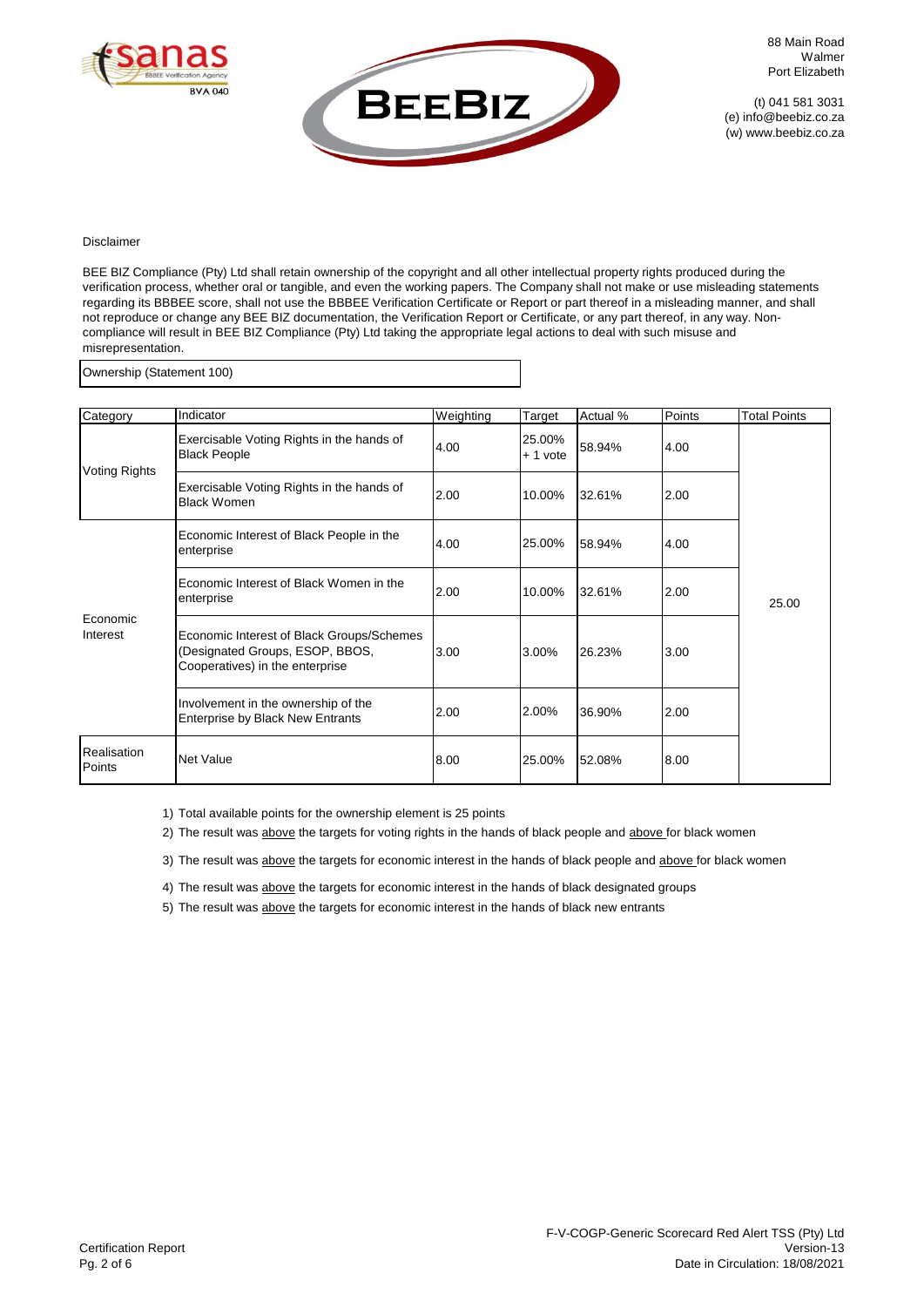88 Main Road
Walmer
Port Elizabeth

(t) 041 581 3031
(e) info@beebiz.co.za
(w) www.beebiz.co.za

Disclaimer

BEE BIZ Compliance (Pty) Ltd shall retain ownership of the copyright and all other intellectual property rights produced during the verification process, whether oral or tangible, and even the working papers. The Company shall not make or use misleading statements regarding its BBBEE score, shall not use the BBBEE Verification Certificate or Report or part thereof in a misleading manner, and shall not reproduce or change any BEE BIZ documentation, the Verification Report or Certificate, or any part thereof, in any way. Non-compliance will result in BEE BIZ Compliance (Pty) Ltd taking the appropriate legal actions to deal with such misuse and misrepresentation.

## Ownership (Statement 100)

| Category | Indicator | Weighting | Target | Actual % | Points | Total Points |
|---|---|---|---|---|---|---|
| Voting Rights | Exercisable Voting Rights in the hands of Black People | 4.00 | 25.00% + 1 vote | 58.94% | 4.00 | 25.00 |
| | Exercisable Voting Rights in the hands of Black Women | 2.00 | 10.00% | 32.61% | 2.00 | |
| Economic Interest | Economic Interest of Black People in the enterprise | 4.00 | 25.00% | 58.94% | 4.00 | |
| | Economic Interest of Black Women in the enterprise | 2.00 | 10.00% | 32.61% | 2.00 | |
| | Economic Interest of Black Groups/Schemes (Designated Groups, ESOP, BBOS, Cooperatives) in the enterprise | 3.00 | 3.00% | 26.23% | 3.00 | |
| | Involvement in the ownership of the Enterprise by Black New Entrants | 2.00 | 2.00% | 36.90% | 2.00 | |
| Realisation Points | Net Value | 8.00 | 25.00% | 52.08% | 8.00 | |

1) Total available points for the ownership element is 25 points
2) The result was above the targets for voting rights in the hands of black people and above for black women
3) The result was above the targets for economic interest in the hands of black people and above for black women
4) The result was above the targets for economic interest in the hands of black designated groups
5) The result was above the targets for economic interest in the hands of black new entrants

Certification Report

F-V-COGP-Generic Scorecard Red Alert TSS (Pty) Ltd
Version-13
Date in Circulation: 18/08/2021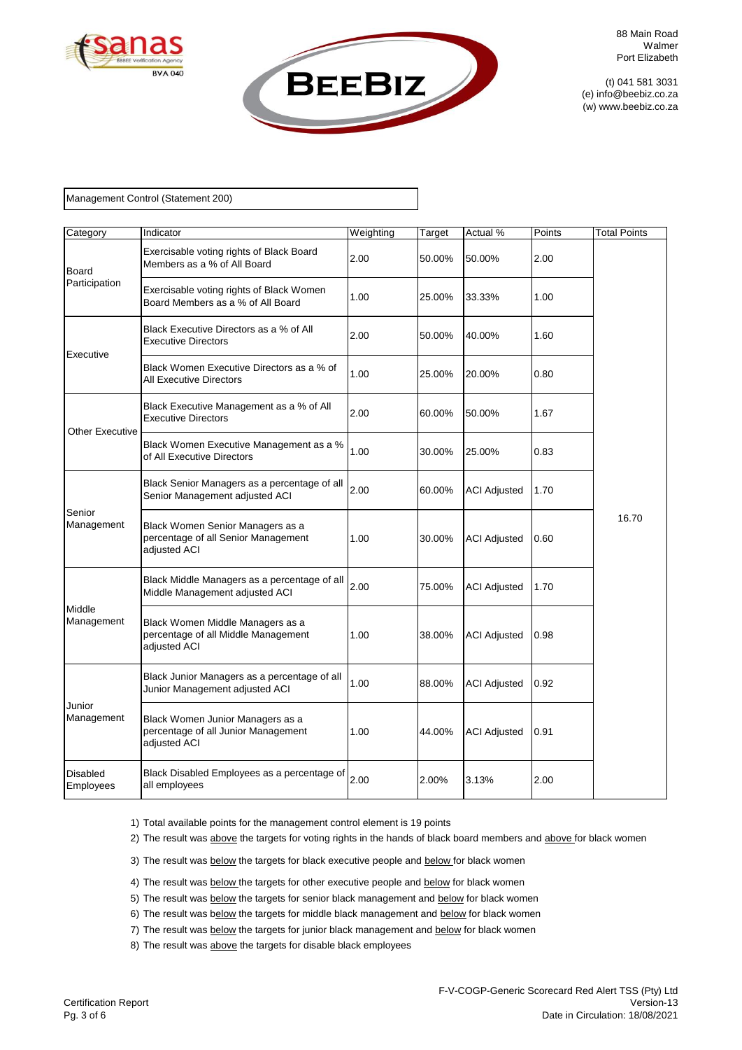88 Main Road
Walmer
Port Elizabeth

(t) 041 581 3031
(e) info@beebiz.co.za
(w) www.beebiz.co.za

## Management Control (Statement 200)

| Category | Indicator | Weighting | Target | Actual % | Points | Total Points |
|---|---|---|---|---|---|---|
| Board Participation | Exercisable voting rights of Black Board Members as a % of All Board | 2.00 | 50.00% | 50.00% | 2.00 | 16.70 |
| | Exercisable voting rights of Black Women Board Members as a % of All Board | 1.00 | 25.00% | 33.33% | 1.00 | |
| Executive | Black Executive Directors as a % of All Executive Directors | 2.00 | 50.00% | 40.00% | 1.60 | |
| | Black Women Executive Directors as a % of All Executive Directors | 1.00 | 25.00% | 20.00% | 0.80 | |
| Other Executive | Black Executive Management as a % of All Executive Directors | 2.00 | 60.00% | 50.00% | 1.67 | |
| | Black Women Executive Management as a % of All Executive Directors | 1.00 | 30.00% | 25.00% | 0.83 | |
| Senior Management | Black Senior Managers as a percentage of all Senior Management adjusted ACI | 2.00 | 60.00% | ACI Adjusted | 1.70 | |
| | Black Women Senior Managers as a percentage of all Senior Management adjusted ACI | 1.00 | 30.00% | ACI Adjusted | 0.60 | |
| Middle Management | Black Middle Managers as a percentage of all Middle Management adjusted ACI | 2.00 | 75.00% | ACI Adjusted | 1.70 | |
| | Black Women Middle Managers as a percentage of all Middle Management adjusted ACI | 1.00 | 38.00% | ACI Adjusted | 0.98 | |
| Junior Management | Black Junior Managers as a percentage of all Junior Management adjusted ACI | 1.00 | 88.00% | ACI Adjusted | 0.92 | |
| | Black Women Junior Managers as a percentage of all Junior Management adjusted ACI | 1.00 | 44.00% | ACI Adjusted | 0.91 | |
| Disabled Employees | Black Disabled Employees as a percentage of all employees | 2.00 | 2.00% | 3.13% | 2.00 | |

1) Total available points for the management control element is 19 points
2) The result was above the targets for voting rights in the hands of black board members and above for black women
3) The result was below the targets for black executive people and below for black women
4) The result was below the targets for other executive people and below for black women
5) The result was below the targets for senior black management and below for black women
6) The result was below the targets for middle black management and below for black women
7) The result was below the targets for junior black management and below for black women
8) The result was above the targets for disable black employees

Certification Report

F-V-COGP-Generic Scorecard Red Alert TSS (Pty) Ltd
Version-13
Date in Circulation: 18/08/2021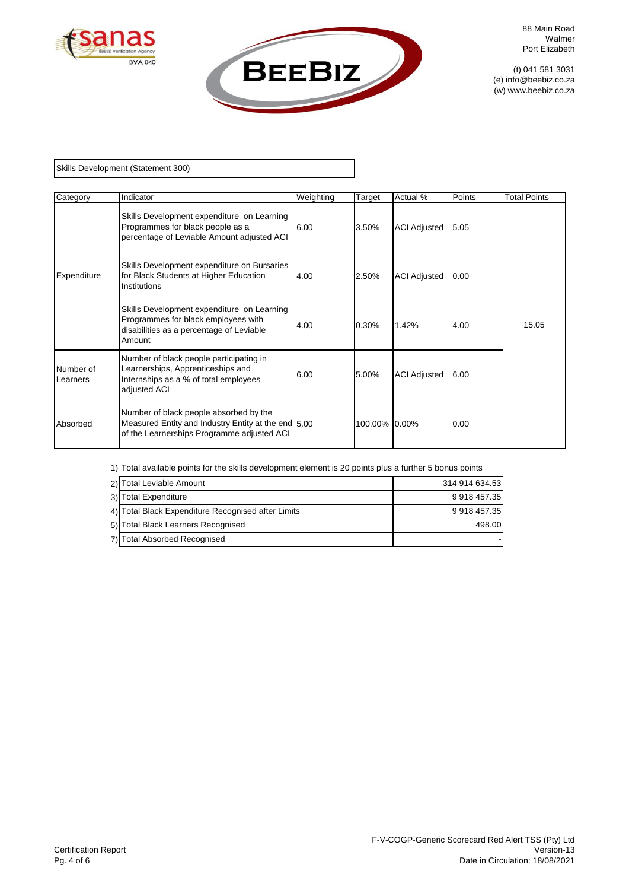88 Main Road
Walmer
Port Elizabeth

(t) 041 581 3031
(e) info@beebiz.co.za
(w) www.beebiz.co.za

## Skills Development (Statement 300)

| Category | Indicator | Weighting | Target | Actual % | Points | Total Points |
|---|---|---|---|---|---|---|
| Expenditure | Skills Development expenditure on Learning Programmes for black people as a percentage of Leviable Amount adjusted ACI | 6.00 | 3.50% | ACI Adjusted | 5.05 | 15.05 |
| | Skills Development expenditure on Bursaries for Black Students at Higher Education Institutions | 4.00 | 2.50% | ACI Adjusted | 0.00 | |
| | Skills Development expenditure on Learning Programmes for black employees with disabilities as a percentage of Leviable Amount | 4.00 | 0.30% | 1.42% | 4.00 | |
| Number of Learners | Number of black people participating in Learnerships, Apprenticeships and Internships as a % of total employees adjusted ACI | 6.00 | 5.00% | ACI Adjusted | 6.00 | |
| Absorbed | Number of black people absorbed by the Measured Entity and Industry Entity at the end of the Learnerships Programme adjusted ACI | 5.00 | 100.00% | 0.00% | 0.00 | |

1) Total available points for the skills development element is 20 points plus a further 5 bonus points

| # | Item | Value |
|---|---|---|
| 2) | Total Leviable Amount | 314 914 634.53 |
| 3) | Total Expenditure | 9 918 457.35 |
| 4) | Total Black Expenditure Recognised after Limits | 9 918 457.35 |
| 5) | Total Black Learners Recognised | 498.00 |
| 7) | Total Absorbed Recognised | - |

Certification Report

F-V-COGP-Generic Scorecard Red Alert TSS (Pty) Ltd
Version-13
Date in Circulation: 18/08/2021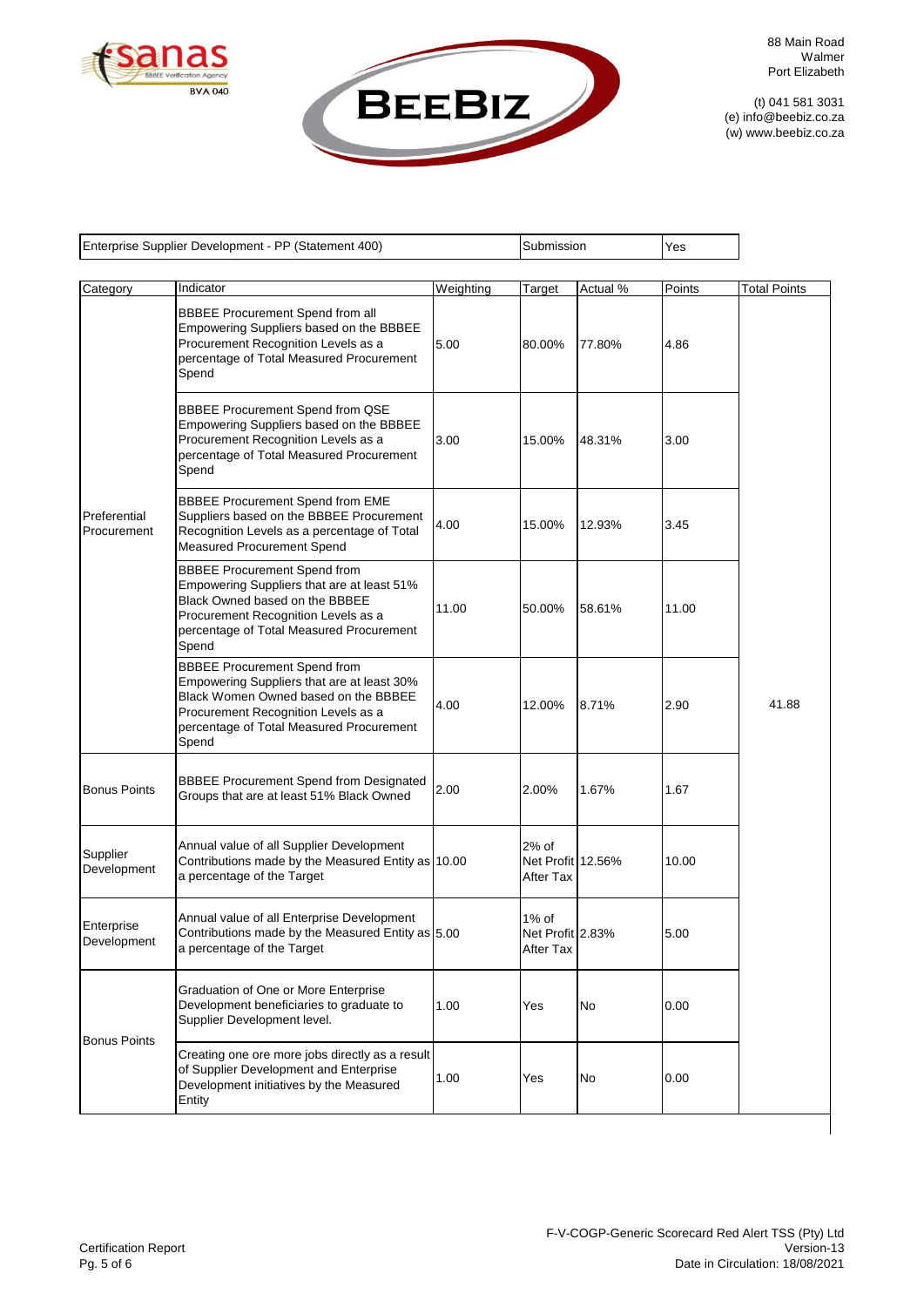88 Main Road
Walmer
Port Elizabeth

(t) 041 581 3031
(e) info@beebiz.co.za
(w) www.beebiz.co.za

| Enterprise Supplier Development - PP (Statement 400) | Submission | Yes |
|---|---|---|

| Category | Indicator | Weighting | Target | Actual % | Points | Total Points |
|---|---|---|---|---|---|---|
| Preferential Procurement | BBBEE Procurement Spend from all Empowering Suppliers based on the BBBEE Procurement Recognition Levels as a percentage of Total Measured Procurement Spend | 5.00 | 80.00% | 77.80% | 4.86 | 41.88 |
| | BBBEE Procurement Spend from QSE Empowering Suppliers based on the BBBEE Procurement Recognition Levels as a percentage of Total Measured Procurement Spend | 3.00 | 15.00% | 48.31% | 3.00 | |
| | BBBEE Procurement Spend from EME Suppliers based on the BBBEE Procurement Recognition Levels as a percentage of Total Measured Procurement Spend | 4.00 | 15.00% | 12.93% | 3.45 | |
| | BBBEE Procurement Spend from Empowering Suppliers that are at least 51% Black Owned based on the BBBEE Procurement Recognition Levels as a percentage of Total Measured Procurement Spend | 11.00 | 50.00% | 58.61% | 11.00 | |
| | BBBEE Procurement Spend from Empowering Suppliers that are at least 30% Black Women Owned based on the BBBEE Procurement Recognition Levels as a percentage of Total Measured Procurement Spend | 4.00 | 12.00% | 8.71% | 2.90 | |
| Bonus Points | BBBEE Procurement Spend from Designated Groups that are at least 51% Black Owned | 2.00 | 2.00% | 1.67% | 1.67 | |
| Supplier Development | Annual value of all Supplier Development Contributions made by the Measured Entity as a percentage of the Target | 10.00 | 2% of Net Profit After Tax | 12.56% | 10.00 | |
| Enterprise Development | Annual value of all Enterprise Development Contributions made by the Measured Entity as a percentage of the Target | 5.00 | 1% of Net Profit After Tax | 2.83% | 5.00 | |
| Bonus Points | Graduation of One or More Enterprise Development beneficiaries to graduate to Supplier Development level. | 1.00 | Yes | No | 0.00 | |
| | Creating one ore more jobs directly as a result of Supplier Development and Enterprise Development initiatives by the Measured Entity | 1.00 | Yes | No | 0.00 | |

Certification Report

F-V-COGP-Generic Scorecard Red Alert TSS (Pty) Ltd
Version-13
Date in Circulation: 18/08/2021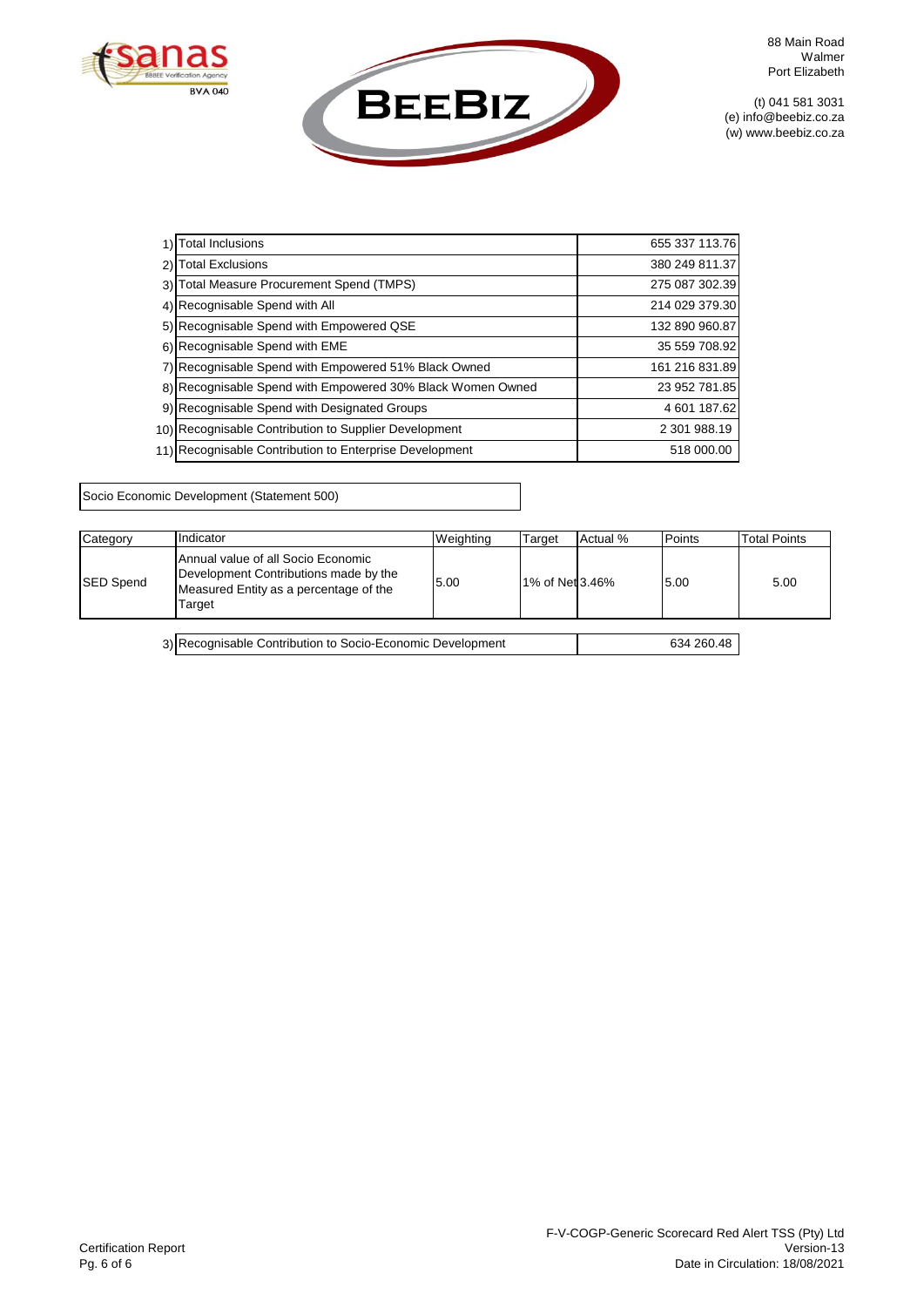88 Main Road
Walmer
Port Elizabeth

(t) 041 581 3031
(e) info@beebiz.co.za
(w) www.beebiz.co.za

| | | |
|---|---|---|
| 1) | Total Inclusions | 655 337 113.76 |
| 2) | Total Exclusions | 380 249 811.37 |
| 3) | Total Measure Procurement Spend (TMPS) | 275 087 302.39 |
| 4) | Recognisable Spend with All | 214 029 379.30 |
| 5) | Recognisable Spend with Empowered QSE | 132 890 960.87 |
| 6) | Recognisable Spend with EME | 35 559 708.92 |
| 7) | Recognisable Spend with Empowered 51% Black Owned | 161 216 831.89 |
| 8) | Recognisable Spend with Empowered 30% Black Women Owned | 23 952 781.85 |
| 9) | Recognisable Spend with Designated Groups | 4 601 187.62 |
| 10) | Recognisable Contribution to Supplier Development | 2 301 988.19 |
| 11) | Recognisable Contribution to Enterprise Development | 518 000.00 |

Socio Economic Development (Statement 500)

| Category | Indicator | Weighting | Target | Actual % | Points | Total Points |
|---|---|---|---|---|---|---|
| SED Spend | Annual value of all Socio Economic Development Contributions made by the Measured Entity as a percentage of the Target | 5.00 | 1% of Net | 3.46% | 5.00 | 5.00 |

| | | |
|---|---|---|
| 3) | Recognisable Contribution to Socio-Economic Development | 634 260.48 |

Certification Report

F-V-COGP-Generic Scorecard Red Alert TSS (Pty) Ltd
Version-13
Date in Circulation: 18/08/2021